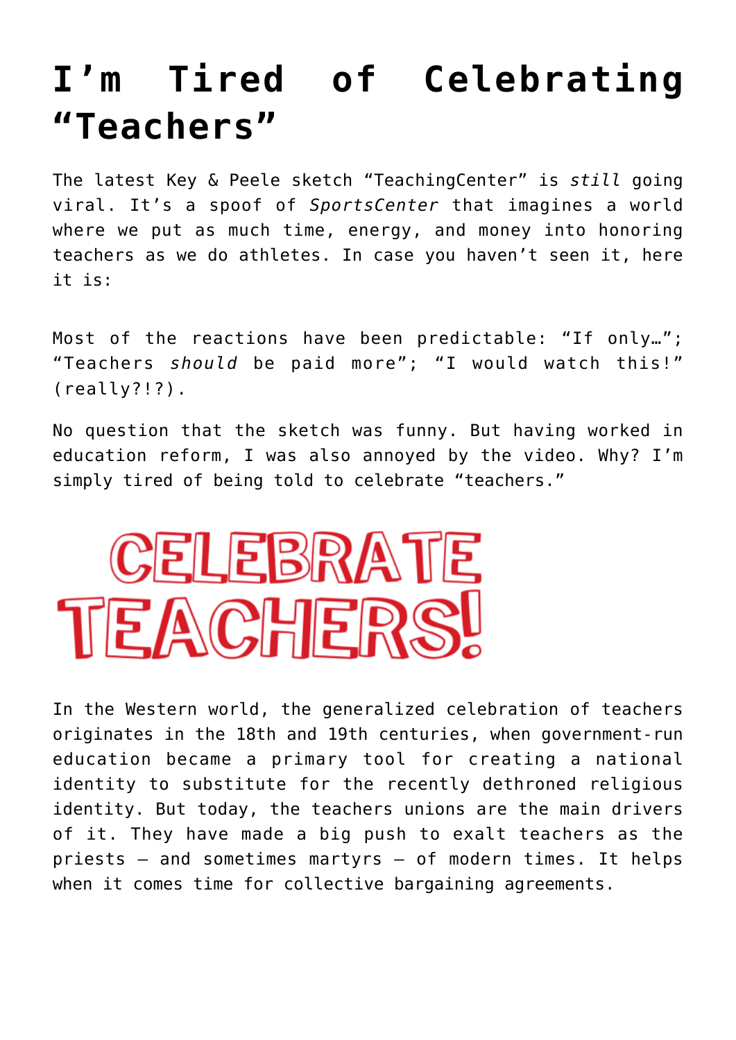# I'm Tired of Celebrating "Teachers"

The latest Key & Peele sketch "TeachingCenter" is *still* going viral. It's a spoof of *SportsCenter* that imagines a world where we put as much time, energy, and money into honoring teachers as we do athletes. In case you haven't seen it, here it is:

Most of the reactions have been predictable: "If only…"; "Teachers *should* be paid more"; "I would watch this!" (really?!?).

No question that the sketch was funny. But having worked in education reform, I was also annoyed by the video. Why? I'm simply tired of being told to celebrate "teachers."

In the Western world, the generalized celebration of teachers originates in the 18th and 19th centuries, when government-run education became a primary tool for creating a national identity to substitute for the recently dethroned religious identity. But today, the teachers unions are the main drivers of it. They have made a big push to exalt teachers as the priests – and sometimes martyrs – of modern times. It helps when it comes time for collective bargaining agreements.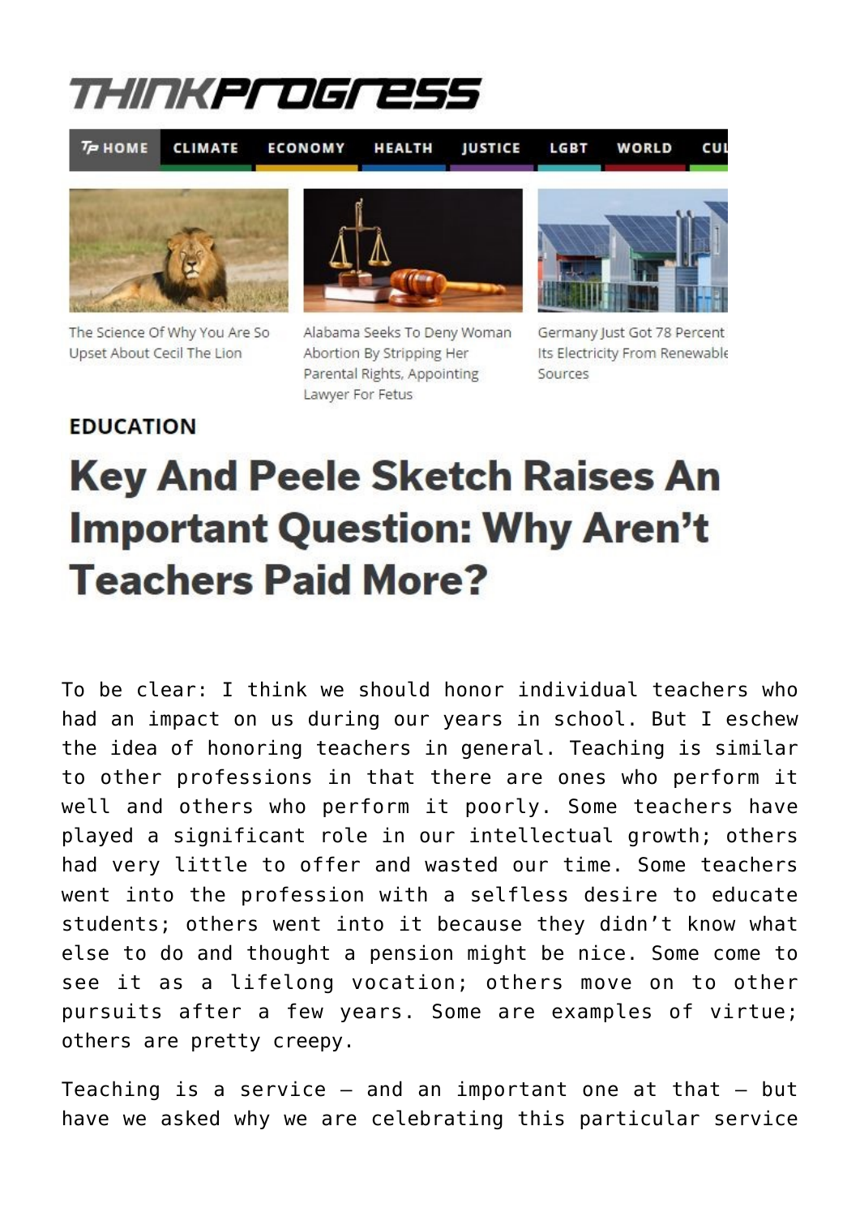THINKProgress

TP HOME | CLIMATE | ECONOMY | HEALTH | JUSTICE | LGBT | WORLD | CUL

The Science Of Why You Are So Upset About Cecil The Lion

Alabama Seeks To Deny Woman Abortion By Stripping Her Parental Rights, Appointing Lawyer For Fetus

Germany Just Got 78 Percent Its Electricity From Renewable Sources

EDUCATION

# Key And Peele Sketch Raises An Important Question: Why Aren't Teachers Paid More?

To be clear: I think we should honor individual teachers who had an impact on us during our years in school. But I eschew the idea of honoring teachers in general. Teaching is similar to other professions in that there are ones who perform it well and others who perform it poorly. Some teachers have played a significant role in our intellectual growth; others had very little to offer and wasted our time. Some teachers went into the profession with a selfless desire to educate students; others went into it because they didn't know what else to do and thought a pension might be nice. Some come to see it as a lifelong vocation; others move on to other pursuits after a few years. Some are examples of virtue; others are pretty creepy.

Teaching is a service — and an important one at that — but have we asked why we are celebrating this particular service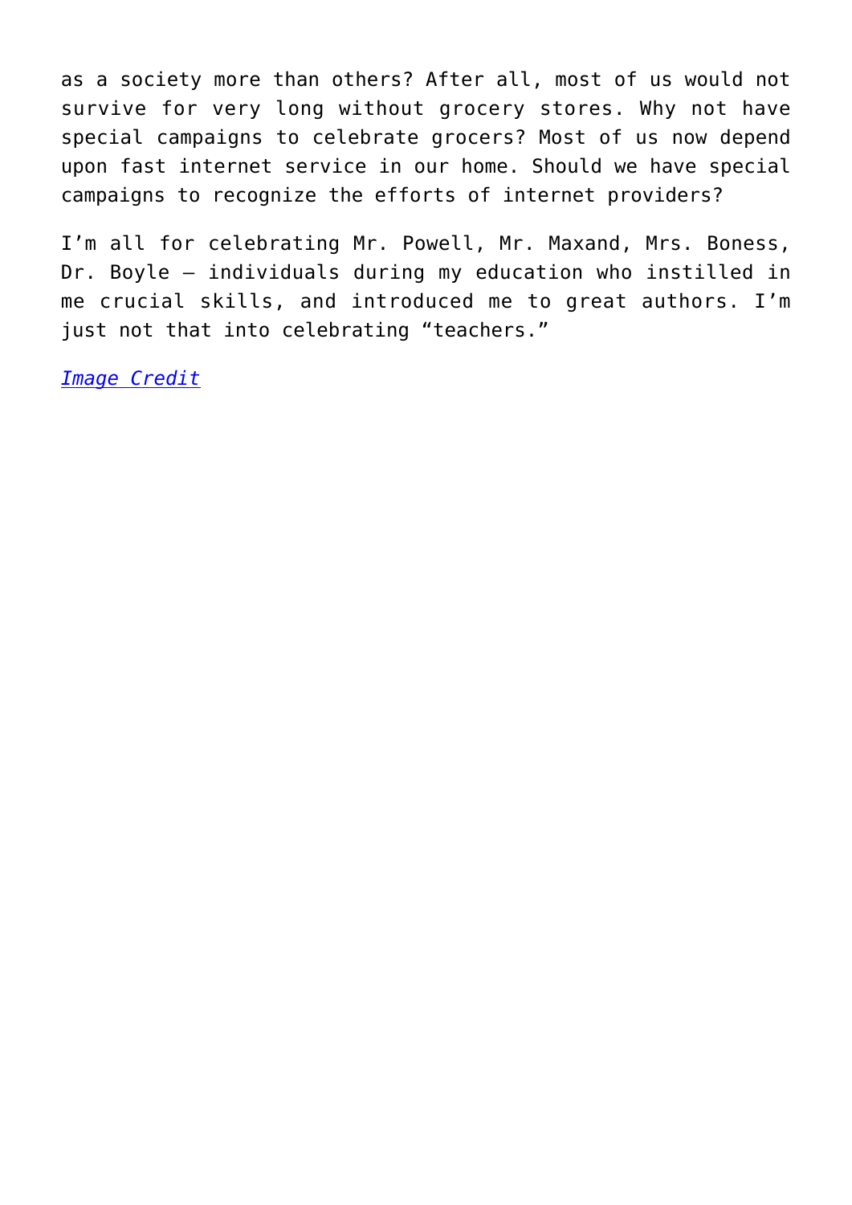as a society more than others? After all, most of us would not survive for very long without grocery stores. Why not have special campaigns to celebrate grocers? Most of us now depend upon fast internet service in our home. Should we have special campaigns to recognize the efforts of internet providers?

I'm all for celebrating Mr. Powell, Mr. Maxand, Mrs. Boness, Dr. Boyle – individuals during my education who instilled in me crucial skills, and introduced me to great authors. I'm just not that into celebrating "teachers."

*Image Credit*